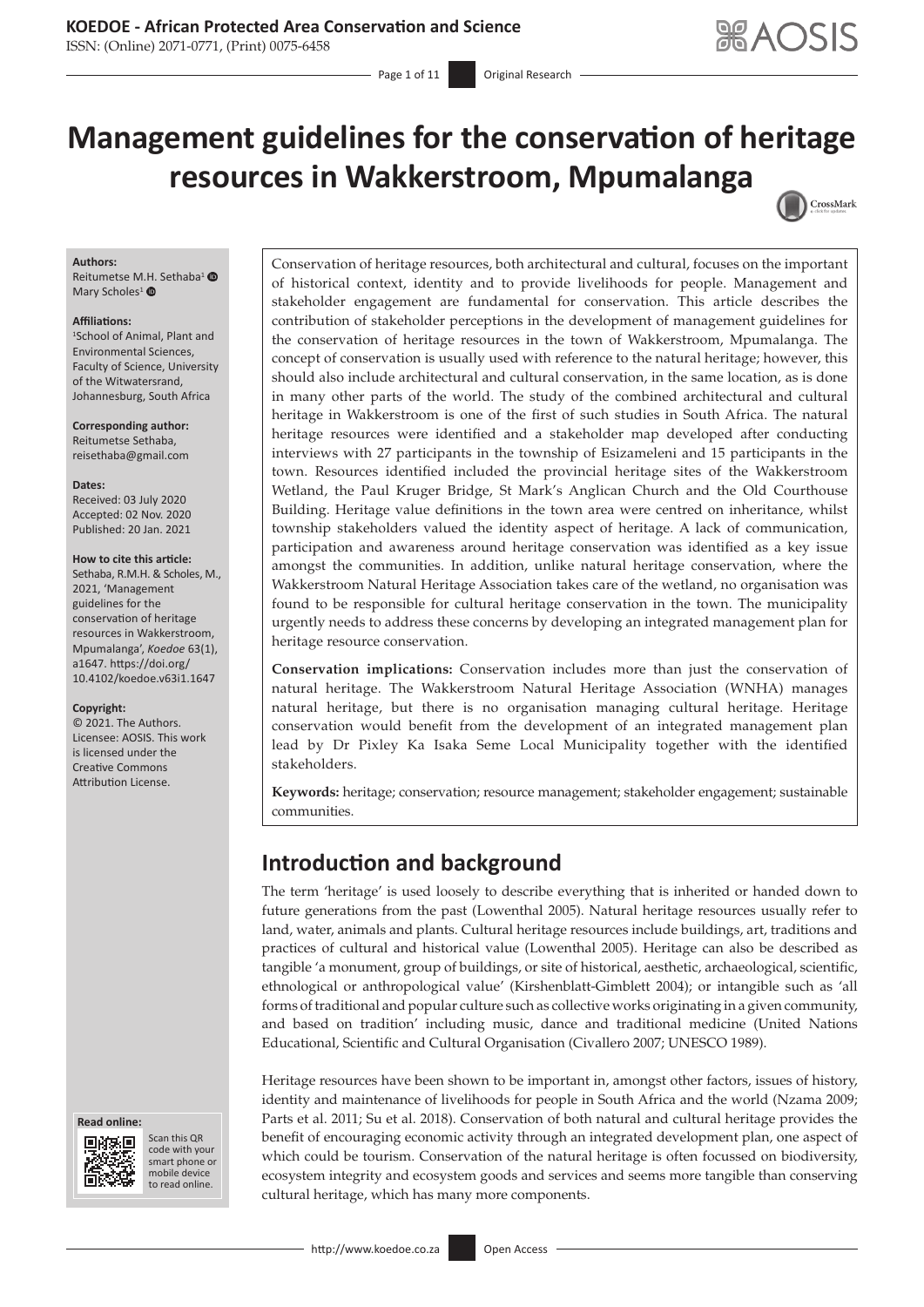# Management guidelines for the conservation of heritage resources in Wakkerstroom, Mpumalanga

**Authors:**
Reitumetse M.H. Sethaba[1]
Mary Scholes[1]

**Affiliations:**
[1]School of Animal, Plant and Environmental Sciences, Faculty of Science, University of the Witwatersrand, Johannesburg, South Africa

**Corresponding author:**
Reitumetse Sethaba,
reisethaba@gmail.com

**Dates:**
Received: 03 July 2020
Accepted: 02 Nov. 2020
Published: 20 Jan. 2021

**How to cite this article:**
Sethaba, R.M.H. & Scholes, M., 2021, 'Management guidelines for the conservation of heritage resources in Wakkerstroom, Mpumalanga', *Koedoe* 63(1), a1647. https://doi.org/10.4102/koedoe.v63i1.1647

**Copyright:**
© 2021. The Authors. Licensee: AOSIS. This work is licensed under the Creative Commons Attribution License.

Conservation of heritage resources, both architectural and cultural, focuses on the important of historical context, identity and to provide livelihoods for people. Management and stakeholder engagement are fundamental for conservation. This article describes the contribution of stakeholder perceptions in the development of management guidelines for the conservation of heritage resources in the town of Wakkerstroom, Mpumalanga. The concept of conservation is usually used with reference to the natural heritage; however, this should also include architectural and cultural conservation, in the same location, as is done in many other parts of the world. The study of the combined architectural and cultural heritage in Wakkerstroom is one of the first of such studies in South Africa. The natural heritage resources were identified and a stakeholder map developed after conducting interviews with 27 participants in the township of Esizameleni and 15 participants in the town. Resources identified included the provincial heritage sites of the Wakkerstroom Wetland, the Paul Kruger Bridge, St Mark's Anglican Church and the Old Courthouse Building. Heritage value definitions in the town area were centred on inheritance, whilst township stakeholders valued the identity aspect of heritage. A lack of communication, participation and awareness around heritage conservation was identified as a key issue amongst the communities. In addition, unlike natural heritage conservation, where the Wakkerstroom Natural Heritage Association takes care of the wetland, no organisation was found to be responsible for cultural heritage conservation in the town. The municipality urgently needs to address these concerns by developing an integrated management plan for heritage resource conservation.

**Conservation implications:** Conservation includes more than just the conservation of natural heritage. The Wakkerstroom Natural Heritage Association (WNHA) manages natural heritage, but there is no organisation managing cultural heritage. Heritage conservation would benefit from the development of an integrated management plan lead by Dr Pixley Ka Isaka Seme Local Municipality together with the identified stakeholders.

**Keywords:** heritage; conservation; resource management; stakeholder engagement; sustainable communities.

## Introduction and background

The term 'heritage' is used loosely to describe everything that is inherited or handed down to future generations from the past (Lowenthal 2005). Natural heritage resources usually refer to land, water, animals and plants. Cultural heritage resources include buildings, art, traditions and practices of cultural and historical value (Lowenthal 2005). Heritage can also be described as tangible 'a monument, group of buildings, or site of historical, aesthetic, archaeological, scientific, ethnological or anthropological value' (Kirshenblatt-Gimblett 2004); or intangible such as 'all forms of traditional and popular culture such as collective works originating in a given community, and based on tradition' including music, dance and traditional medicine (United Nations Educational, Scientific and Cultural Organisation (Civallero 2007; UNESCO 1989).

Heritage resources have been shown to be important in, amongst other factors, issues of history, identity and maintenance of livelihoods for people in South Africa and the world (Nzama 2009; Parts et al. 2011; Su et al. 2018). Conservation of both natural and cultural heritage provides the benefit of encouraging economic activity through an integrated development plan, one aspect of which could be tourism. Conservation of the natural heritage is often focussed on biodiversity, ecosystem integrity and ecosystem goods and services and seems more tangible than conserving cultural heritage, which has many more components.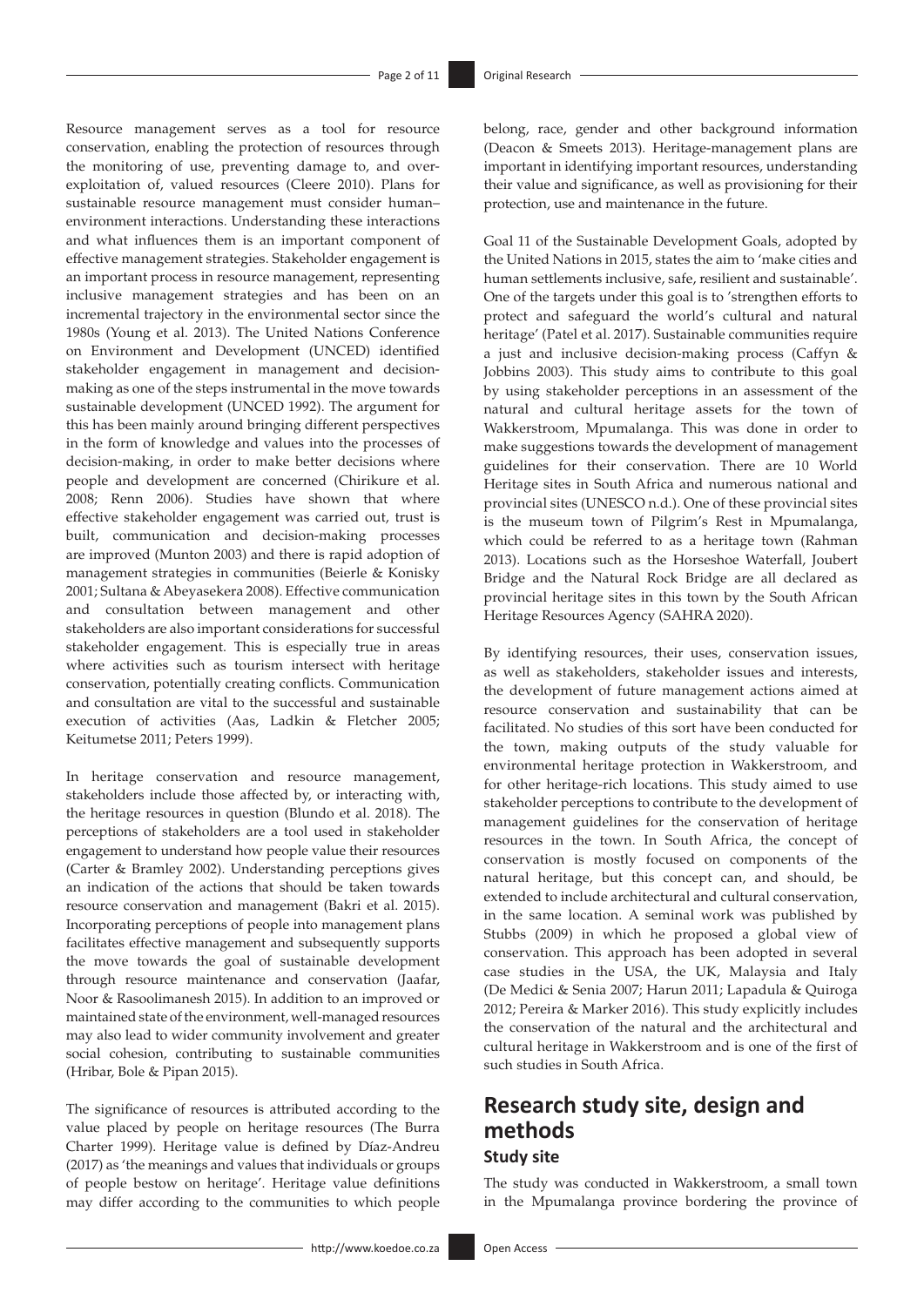Resource management serves as a tool for resource conservation, enabling the protection of resources through the monitoring of use, preventing damage to, and over-exploitation of, valued resources (Cleere 2010). Plans for sustainable resource management must consider human–environment interactions. Understanding these interactions and what influences them is an important component of effective management strategies. Stakeholder engagement is an important process in resource management, representing inclusive management strategies and has been on an incremental trajectory in the environmental sector since the 1980s (Young et al. 2013). The United Nations Conference on Environment and Development (UNCED) identified stakeholder engagement in management and decision-making as one of the steps instrumental in the move towards sustainable development (UNCED 1992). The argument for this has been mainly around bringing different perspectives in the form of knowledge and values into the processes of decision-making, in order to make better decisions where people and development are concerned (Chirikure et al. 2008; Renn 2006). Studies have shown that where effective stakeholder engagement was carried out, trust is built, communication and decision-making processes are improved (Munton 2003) and there is rapid adoption of management strategies in communities (Beierle & Konisky 2001; Sultana & Abeyasekera 2008). Effective communication and consultation between management and other stakeholders are also important considerations for successful stakeholder engagement. This is especially true in areas where activities such as tourism intersect with heritage conservation, potentially creating conflicts. Communication and consultation are vital to the successful and sustainable execution of activities (Aas, Ladkin & Fletcher 2005; Keitumetse 2011; Peters 1999).

In heritage conservation and resource management, stakeholders include those affected by, or interacting with, the heritage resources in question (Blundo et al. 2018). The perceptions of stakeholders are a tool used in stakeholder engagement to understand how people value their resources (Carter & Bramley 2002). Understanding perceptions gives an indication of the actions that should be taken towards resource conservation and management (Bakri et al. 2015). Incorporating perceptions of people into management plans facilitates effective management and subsequently supports the move towards the goal of sustainable development through resource maintenance and conservation (Jaafar, Noor & Rasoolimanesh 2015). In addition to an improved or maintained state of the environment, well-managed resources may also lead to wider community involvement and greater social cohesion, contributing to sustainable communities (Hribar, Bole & Pipan 2015).

The significance of resources is attributed according to the value placed by people on heritage resources (The Burra Charter 1999). Heritage value is defined by Díaz-Andreu (2017) as 'the meanings and values that individuals or groups of people bestow on heritage'. Heritage value definitions may differ according to the communities to which people belong, race, gender and other background information (Deacon & Smeets 2013). Heritage-management plans are important in identifying important resources, understanding their value and significance, as well as provisioning for their protection, use and maintenance in the future.

Goal 11 of the Sustainable Development Goals, adopted by the United Nations in 2015, states the aim to 'make cities and human settlements inclusive, safe, resilient and sustainable'. One of the targets under this goal is to 'strengthen efforts to protect and safeguard the world's cultural and natural heritage' (Patel et al. 2017). Sustainable communities require a just and inclusive decision-making process (Caffyn & Jobbins 2003). This study aims to contribute to this goal by using stakeholder perceptions in an assessment of the natural and cultural heritage assets for the town of Wakkerstroom, Mpumalanga. This was done in order to make suggestions towards the development of management guidelines for their conservation. There are 10 World Heritage sites in South Africa and numerous national and provincial sites (UNESCO n.d.). One of these provincial sites is the museum town of Pilgrim's Rest in Mpumalanga, which could be referred to as a heritage town (Rahman 2013). Locations such as the Horseshoe Waterfall, Joubert Bridge and the Natural Rock Bridge are all declared as provincial heritage sites in this town by the South African Heritage Resources Agency (SAHRA 2020).

By identifying resources, their uses, conservation issues, as well as stakeholders, stakeholder issues and interests, the development of future management actions aimed at resource conservation and sustainability that can be facilitated. No studies of this sort have been conducted for the town, making outputs of the study valuable for environmental heritage protection in Wakkerstroom, and for other heritage-rich locations. This study aimed to use stakeholder perceptions to contribute to the development of management guidelines for the conservation of heritage resources in the town. In South Africa, the concept of conservation is mostly focused on components of the natural heritage, but this concept can, and should, be extended to include architectural and cultural conservation, in the same location. A seminal work was published by Stubbs (2009) in which he proposed a global view of conservation. This approach has been adopted in several case studies in the USA, the UK, Malaysia and Italy (De Medici & Senia 2007; Harun 2011; Lapadula & Quiroga 2012; Pereira & Marker 2016). This study explicitly includes the conservation of the natural and the architectural and cultural heritage in Wakkerstroom and is one of the first of such studies in South Africa.

## Research study site, design and methods

### Study site

The study was conducted in Wakkerstroom, a small town in the Mpumalanga province bordering the province of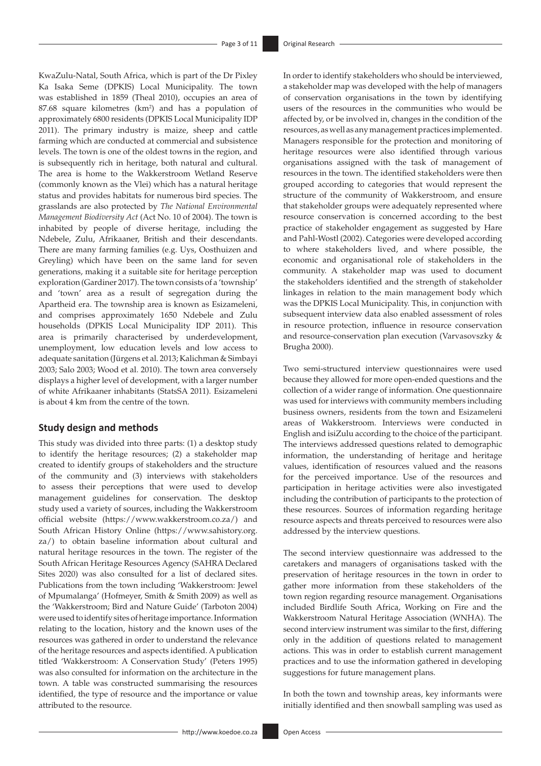KwaZulu-Natal, South Africa, which is part of the Dr Pixley Ka Isaka Seme (DPKIS) Local Municipality. The town was established in 1859 (Theal 2010), occupies an area of 87.68 square kilometres ($km^2$) and has a population of approximately 6800 residents (DPKIS Local Municipality IDP 2011). The primary industry is maize, sheep and cattle farming which are conducted at commercial and subsistence levels. The town is one of the oldest towns in the region, and is subsequently rich in heritage, both natural and cultural. The area is home to the Wakkerstroom Wetland Reserve (commonly known as the Vlei) which has a natural heritage status and provides habitats for numerous bird species. The grasslands are also protected by *The National Environmental Management Biodiversity Act* (Act No. 10 of 2004). The town is inhabited by people of diverse heritage, including the Ndebele, Zulu, Afrikaaner, British and their descendants. There are many farming families (e.g. Uys, Oosthuizen and Greyling) which have been on the same land for seven generations, making it a suitable site for heritage perception exploration (Gardiner 2017). The town consists of a 'township' and 'town' area as a result of segregation during the Apartheid era. The township area is known as Esizameleni, and comprises approximately 1650 Ndebele and Zulu households (DPKIS Local Municipality IDP 2011). This area is primarily characterised by underdevelopment, unemployment, low education levels and low access to adequate sanitation (Jürgens et al. 2013; Kalichman & Simbayi 2003; Salo 2003; Wood et al. 2010). The town area conversely displays a higher level of development, with a larger number of white Afrikaaner inhabitants (StatsSA 2011). Esizameleni is about 4 km from the centre of the town.

## Study design and methods

This study was divided into three parts: (1) a desktop study to identify the heritage resources; (2) a stakeholder map created to identify groups of stakeholders and the structure of the community and (3) interviews with stakeholders to assess their perceptions that were used to develop management guidelines for conservation. The desktop study used a variety of sources, including the Wakkerstroom official website (https://www.wakkerstroom.co.za/) and South African History Online (https://www.sahistory.org.za/) to obtain baseline information about cultural and natural heritage resources in the town. The register of the South African Heritage Resources Agency (SAHRA Declared Sites 2020) was also consulted for a list of declared sites. Publications from the town including 'Wakkerstroom: Jewel of Mpumalanga' (Hofmeyer, Smith & Smith 2009) as well as the 'Wakkerstroom; Bird and Nature Guide' (Tarboton 2004) were used to identify sites of heritage importance. Information relating to the location, history and the known uses of the resources was gathered in order to understand the relevance of the heritage resources and aspects identified. A publication titled 'Wakkerstroom: A Conservation Study' (Peters 1995) was also consulted for information on the architecture in the town. A table was constructed summarising the resources identified, the type of resource and the importance or value attributed to the resource.

In order to identify stakeholders who should be interviewed, a stakeholder map was developed with the help of managers of conservation organisations in the town by identifying users of the resources in the communities who would be affected by, or be involved in, changes in the condition of the resources, as well as any management practices implemented. Managers responsible for the protection and monitoring of heritage resources were also identified through various organisations assigned with the task of management of resources in the town. The identified stakeholders were then grouped according to categories that would represent the structure of the community of Wakkerstroom, and ensure that stakeholder groups were adequately represented where resource conservation is concerned according to the best practice of stakeholder engagement as suggested by Hare and Pahl-Wostl (2002). Categories were developed according to where stakeholders lived, and where possible, the economic and organisational role of stakeholders in the community. A stakeholder map was used to document the stakeholders identified and the strength of stakeholder linkages in relation to the main management body which was the DPKIS Local Municipality. This, in conjunction with subsequent interview data also enabled assessment of roles in resource protection, influence in resource conservation and resource-conservation plan execution (Varvasovszky & Brugha 2000).

Two semi-structured interview questionnaires were used because they allowed for more open-ended questions and the collection of a wider range of information. One questionnaire was used for interviews with community members including business owners, residents from the town and Esizameleni areas of Wakkerstroom. Interviews were conducted in English and isiZulu according to the choice of the participant. The interviews addressed questions related to demographic information, the understanding of heritage and heritage values, identification of resources valued and the reasons for the perceived importance. Use of the resources and participation in heritage activities were also investigated including the contribution of participants to the protection of these resources. Sources of information regarding heritage resource aspects and threats perceived to resources were also addressed by the interview questions.

The second interview questionnaire was addressed to the caretakers and managers of organisations tasked with the preservation of heritage resources in the town in order to gather more information from these stakeholders of the town region regarding resource management. Organisations included Birdlife South Africa, Working on Fire and the Wakkerstroom Natural Heritage Association (WNHA). The second interview instrument was similar to the first, differing only in the addition of questions related to management actions. This was in order to establish current management practices and to use the information gathered in developing suggestions for future management plans.

In both the town and township areas, key informants were initially identified and then snowball sampling was used as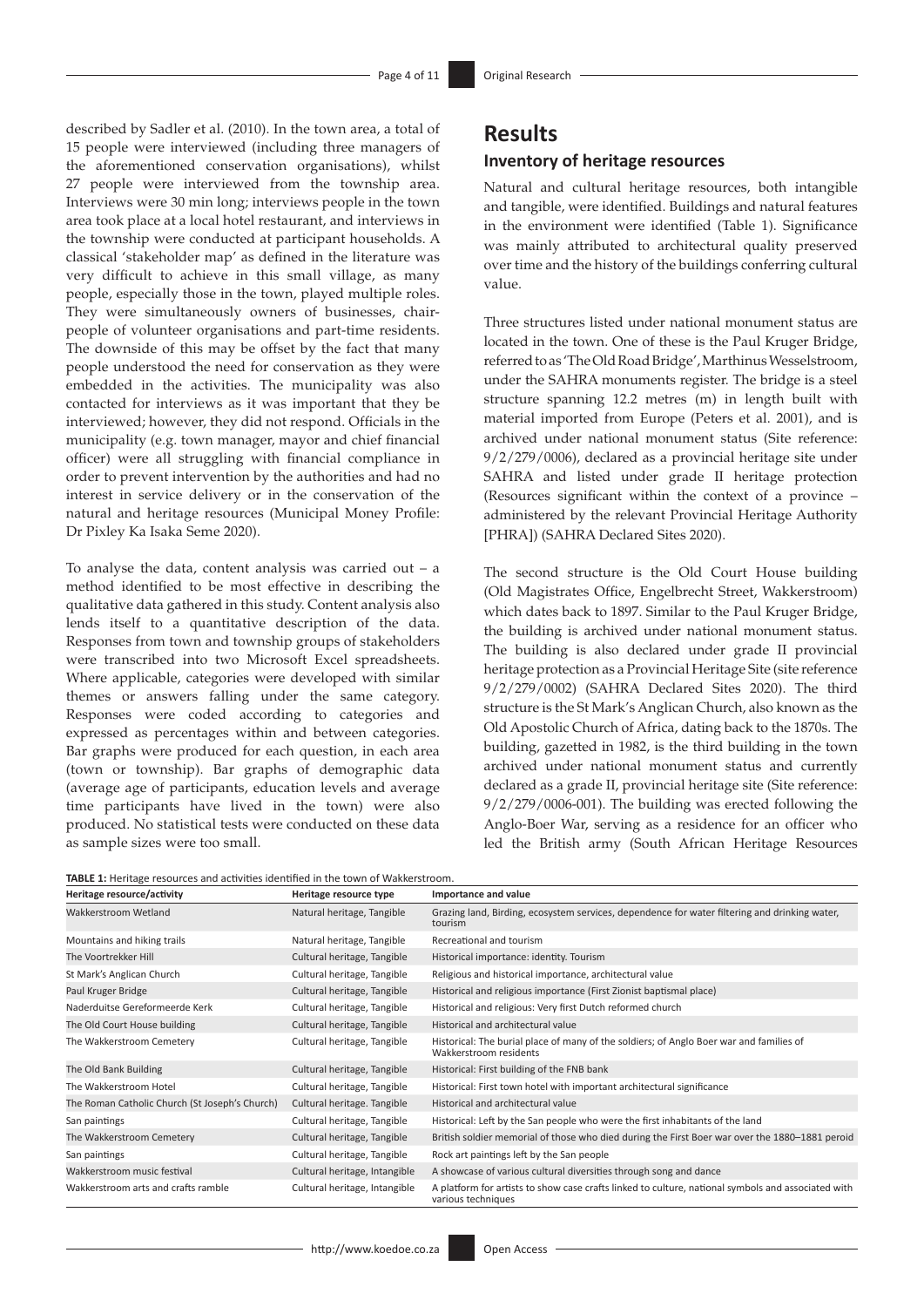described by Sadler et al. (2010). In the town area, a total of 15 people were interviewed (including three managers of the aforementioned conservation organisations), whilst 27 people were interviewed from the township area. Interviews were 30 min long; interviews people in the town area took place at a local hotel restaurant, and interviews in the township were conducted at participant households. A classical 'stakeholder map' as defined in the literature was very difficult to achieve in this small village, as many people, especially those in the town, played multiple roles. They were simultaneously owners of businesses, chair-people of volunteer organisations and part-time residents. The downside of this may be offset by the fact that many people understood the need for conservation as they were embedded in the activities. The municipality was also contacted for interviews as it was important that they be interviewed; however, they did not respond. Officials in the municipality (e.g. town manager, mayor and chief financial officer) were all struggling with financial compliance in order to prevent intervention by the authorities and had no interest in service delivery or in the conservation of the natural and heritage resources (Municipal Money Profile: Dr Pixley Ka Isaka Seme 2020).

To analyse the data, content analysis was carried out – a method identified to be most effective in describing the qualitative data gathered in this study. Content analysis also lends itself to a quantitative description of the data. Responses from town and township groups of stakeholders were transcribed into two Microsoft Excel spreadsheets. Where applicable, categories were developed with similar themes or answers falling under the same category. Responses were coded according to categories and expressed as percentages within and between categories. Bar graphs were produced for each question, in each area (town or township). Bar graphs of demographic data (average age of participants, education levels and average time participants have lived in the town) were also produced. No statistical tests were conducted on these data as sample sizes were too small.

# Results

## Inventory of heritage resources

Natural and cultural heritage resources, both intangible and tangible, were identified. Buildings and natural features in the environment were identified (Table 1). Significance was mainly attributed to architectural quality preserved over time and the history of the buildings conferring cultural value.

Three structures listed under national monument status are located in the town. One of these is the Paul Kruger Bridge, referred to as 'The Old Road Bridge', Marthinus Wesselstroom, under the SAHRA monuments register. The bridge is a steel structure spanning 12.2 metres (m) in length built with material imported from Europe (Peters et al. 2001), and is archived under national monument status (Site reference: 9/2/279/0006), declared as a provincial heritage site under SAHRA and listed under grade II heritage protection (Resources significant within the context of a province – administered by the relevant Provincial Heritage Authority [PHRA]) (SAHRA Declared Sites 2020).

The second structure is the Old Court House building (Old Magistrates Office, Engelbrecht Street, Wakkerstroom) which dates back to 1897. Similar to the Paul Kruger Bridge, the building is archived under national monument status. The building is also declared under grade II provincial heritage protection as a Provincial Heritage Site (site reference 9/2/279/0002) (SAHRA Declared Sites 2020). The third structure is the St Mark's Anglican Church, also known as the Old Apostolic Church of Africa, dating back to the 1870s. The building, gazetted in 1982, is the third building in the town archived under national monument status and currently declared as a grade II, provincial heritage site (Site reference: 9/2/279/0006-001). The building was erected following the Anglo-Boer War, serving as a residence for an officer who led the British army (South African Heritage Resources

**TABLE 1:** Heritage resources and activities identified in the town of Wakkerstroom.

| Heritage resource/activity | Heritage resource type | Importance and value |
|---|---|---|
| Wakkerstroom Wetland | Natural heritage, Tangible | Grazing land, Birding, ecosystem services, dependence for water filtering and drinking water, tourism |
| Mountains and hiking trails | Natural heritage, Tangible | Recreational and tourism |
| The Voortrekker Hill | Cultural heritage, Tangible | Historical importance: identity. Tourism |
| St Mark's Anglican Church | Cultural heritage, Tangible | Religious and historical importance, architectural value |
| Paul Kruger Bridge | Cultural heritage, Tangible | Historical and religious importance (First Zionist baptismal place) |
| Naderduitse Gereformeerde Kerk | Cultural heritage, Tangible | Historical and religious: Very first Dutch reformed church |
| The Old Court House building | Cultural heritage, Tangible | Historical and architectural value |
| The Wakkerstroom Cemetery | Cultural heritage, Tangible | Historical: The burial place of many of the soldiers; of Anglo Boer war and families of Wakkerstroom residents |
| The Old Bank Building | Cultural heritage, Tangible | Historical: First building of the FNB bank |
| The Wakkerstroom Hotel | Cultural heritage, Tangible | Historical: First town hotel with important architectural significance |
| The Roman Catholic Church (St Joseph's Church) | Cultural heritage. Tangible | Historical and architectural value |
| San paintings | Cultural heritage, Tangible | Historical: Left by the San people who were the first inhabitants of the land |
| The Wakkerstroom Cemetery | Cultural heritage, Tangible | British soldier memorial of those who died during the First Boer war over the 1880–1881 peroid |
| San paintings | Cultural heritage, Tangible | Rock art paintings left by the San people |
| Wakkerstroom music festival | Cultural heritage, Intangible | A showcase of various cultural diversities through song and dance |
| Wakkerstroom arts and crafts ramble | Cultural heritage, Intangible | A platform for artists to show case crafts linked to culture, national symbols and associated with various techniques |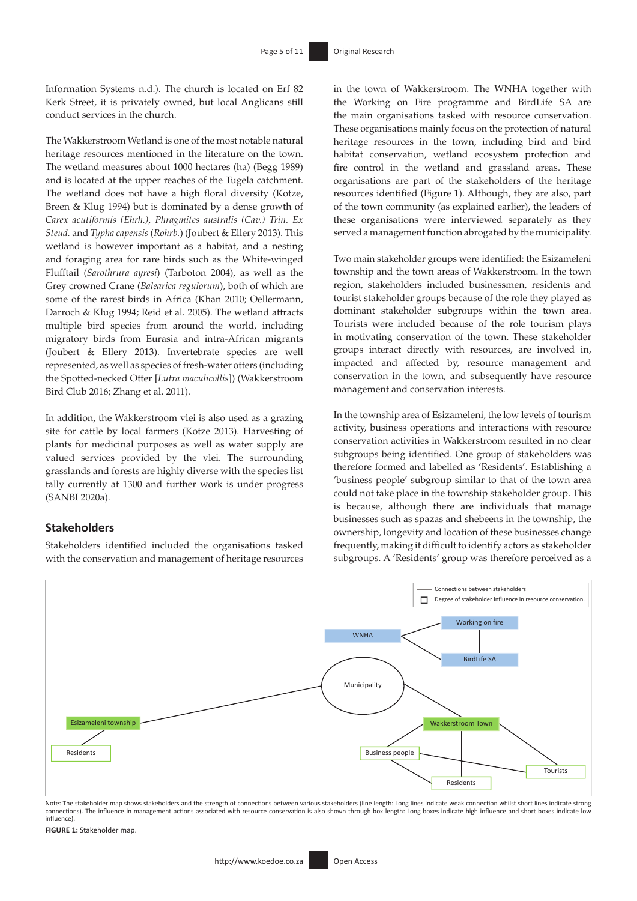Information Systems n.d.). The church is located on Erf 82 Kerk Street, it is privately owned, but local Anglicans still conduct services in the church.

The Wakkerstroom Wetland is one of the most notable natural heritage resources mentioned in the literature on the town. The wetland measures about 1000 hectares (ha) (Begg 1989) and is located at the upper reaches of the Tugela catchment. The wetland does not have a high floral diversity (Kotze, Breen & Klug 1994) but is dominated by a dense growth of *Carex acutiformis (Ehrh.)*, *Phragmites australis (Cav.) Trin. Ex Steud.* and *Typha capensis* (*Rohrb.*) (Joubert & Ellery 2013). This wetland is however important as a habitat, and a nesting and foraging area for rare birds such as the White-winged Flufftail (*Sarothrura ayresi*) (Tarboton 2004), as well as the Grey crowned Crane (*Balearica regulorum*), both of which are some of the rarest birds in Africa (Khan 2010; Oellermann, Darroch & Klug 1994; Reid et al. 2005). The wetland attracts multiple bird species from around the world, including migratory birds from Eurasia and intra-African migrants (Joubert & Ellery 2013). Invertebrate species are well represented, as well as species of fresh-water otters (including the Spotted-necked Otter [*Lutra maculicollis*]) (Wakkerstroom Bird Club 2016; Zhang et al. 2011).

In addition, the Wakkerstroom vlei is also used as a grazing site for cattle by local farmers (Kotze 2013). Harvesting of plants for medicinal purposes as well as water supply are valued services provided by the vlei. The surrounding grasslands and forests are highly diverse with the species list tally currently at 1300 and further work is under progress (SANBI 2020a).

## Stakeholders

Stakeholders identified included the organisations tasked with the conservation and management of heritage resources in the town of Wakkerstroom. The WNHA together with the Working on Fire programme and BirdLife SA are the main organisations tasked with resource conservation. These organisations mainly focus on the protection of natural heritage resources in the town, including bird and bird habitat conservation, wetland ecosystem protection and fire control in the wetland and grassland areas. These organisations are part of the stakeholders of the heritage resources identified (Figure 1). Although, they are also, part of the town community (as explained earlier), the leaders of these organisations were interviewed separately as they served a management function abrogated by the municipality.

Two main stakeholder groups were identified: the Esizameleni township and the town areas of Wakkerstroom. In the town region, stakeholders included businessmen, residents and tourist stakeholder groups because of the role they played as dominant stakeholder subgroups within the town area. Tourists were included because of the role tourism plays in motivating conservation of the town. These stakeholder groups interact directly with resources, are involved in, impacted and affected by, resource management and conservation in the town, and subsequently have resource management and conservation interests.

In the township area of Esizameleni, the low levels of tourism activity, business operations and interactions with resource conservation activities in Wakkerstroom resulted in no clear subgroups being identified. One group of stakeholders was therefore formed and labelled as 'Residents'. Establishing a 'business people' subgroup similar to that of the town area could not take place in the township stakeholder group. This is because, although there are individuals that manage businesses such as spazas and shebeens in the township, the ownership, longevity and location of these businesses change frequently, making it difficult to identify actors as stakeholder subgroups. A 'Residents' group was therefore perceived as a

Note: The stakeholder map shows stakeholders and the strength of connections between various stakeholders (line length: Long lines indicate weak connection whilst short lines indicate strong connections). The influence in management actions associated with resource conservation is also shown through box length: Long boxes indicate high influence and short boxes indicate low influence).

**FIGURE 1:** Stakeholder map.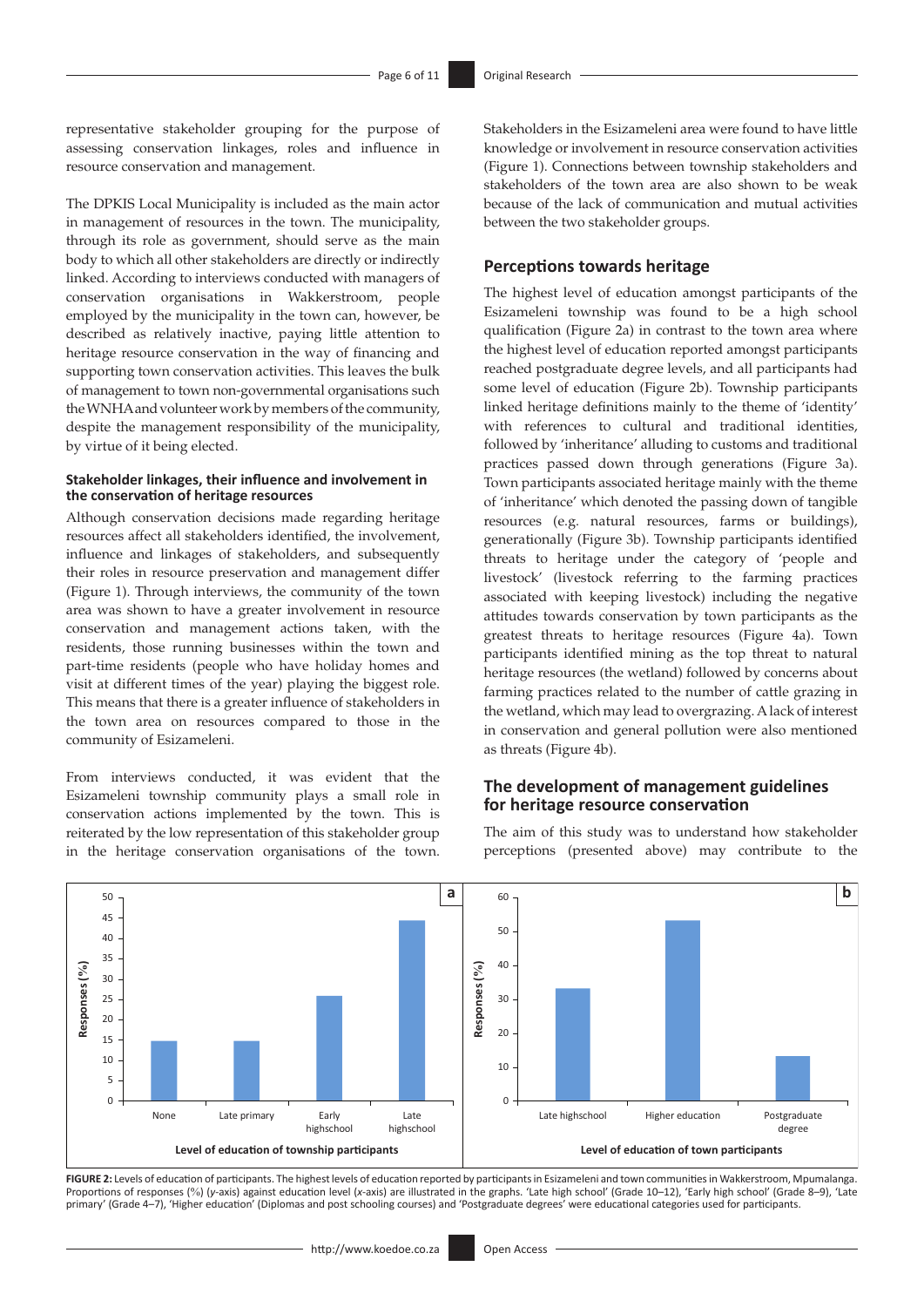representative stakeholder grouping for the purpose of assessing conservation linkages, roles and influence in resource conservation and management.

The DPKIS Local Municipality is included as the main actor in management of resources in the town. The municipality, through its role as government, should serve as the main body to which all other stakeholders are directly or indirectly linked. According to interviews conducted with managers of conservation organisations in Wakkerstroom, people employed by the municipality in the town can, however, be described as relatively inactive, paying little attention to heritage resource conservation in the way of financing and supporting town conservation activities. This leaves the bulk of management to town non-governmental organisations such the WNHA and volunteer work by members of the community, despite the management responsibility of the municipality, by virtue of it being elected.

#### Stakeholder linkages, their influence and involvement in the conservation of heritage resources

Although conservation decisions made regarding heritage resources affect all stakeholders identified, the involvement, influence and linkages of stakeholders, and subsequently their roles in resource preservation and management differ (Figure 1). Through interviews, the community of the town area was shown to have a greater involvement in resource conservation and management actions taken, with the residents, those running businesses within the town and part-time residents (people who have holiday homes and visit at different times of the year) playing the biggest role. This means that there is a greater influence of stakeholders in the town area on resources compared to those in the community of Esizameleni.

From interviews conducted, it was evident that the Esizameleni township community plays a small role in conservation actions implemented by the town. This is reiterated by the low representation of this stakeholder group in the heritage conservation organisations of the town. Stakeholders in the Esizameleni area were found to have little knowledge or involvement in resource conservation activities (Figure 1). Connections between township stakeholders and stakeholders of the town area are also shown to be weak because of the lack of communication and mutual activities between the two stakeholder groups.

### Perceptions towards heritage

The highest level of education amongst participants of the Esizameleni township was found to be a high school qualification (Figure 2a) in contrast to the town area where the highest level of education reported amongst participants reached postgraduate degree levels, and all participants had some level of education (Figure 2b). Township participants linked heritage definitions mainly to the theme of 'identity' with references to cultural and traditional identities, followed by 'inheritance' alluding to customs and traditional practices passed down through generations (Figure 3a). Town participants associated heritage mainly with the theme of 'inheritance' which denoted the passing down of tangible resources (e.g. natural resources, farms or buildings), generationally (Figure 3b). Township participants identified threats to heritage under the category of 'people and livestock' (livestock referring to the farming practices associated with keeping livestock) including the negative attitudes towards conservation by town participants as the greatest threats to heritage resources (Figure 4a). Town participants identified mining as the top threat to natural heritage resources (the wetland) followed by concerns about farming practices related to the number of cattle grazing in the wetland, which may lead to overgrazing. A lack of interest in conservation and general pollution were also mentioned as threats (Figure 4b).

### The development of management guidelines for heritage resource conservation

The aim of this study was to understand how stakeholder perceptions (presented above) may contribute to the

**FIGURE 2:** Levels of education of participants. The highest levels of education reported by participants in Esizameleni and town communities in Wakkerstroom, Mpumalanga. Proportions of responses (%) (*y*-axis) against education level (*x*-axis) are illustrated in the graphs. 'Late high school' (Grade 10–12), 'Early high school' (Grade 8–9), 'Late primary' (Grade 4–7), 'Higher education' (Diplomas and post schooling courses) and 'Postgraduate degrees' were educational categories used for participants.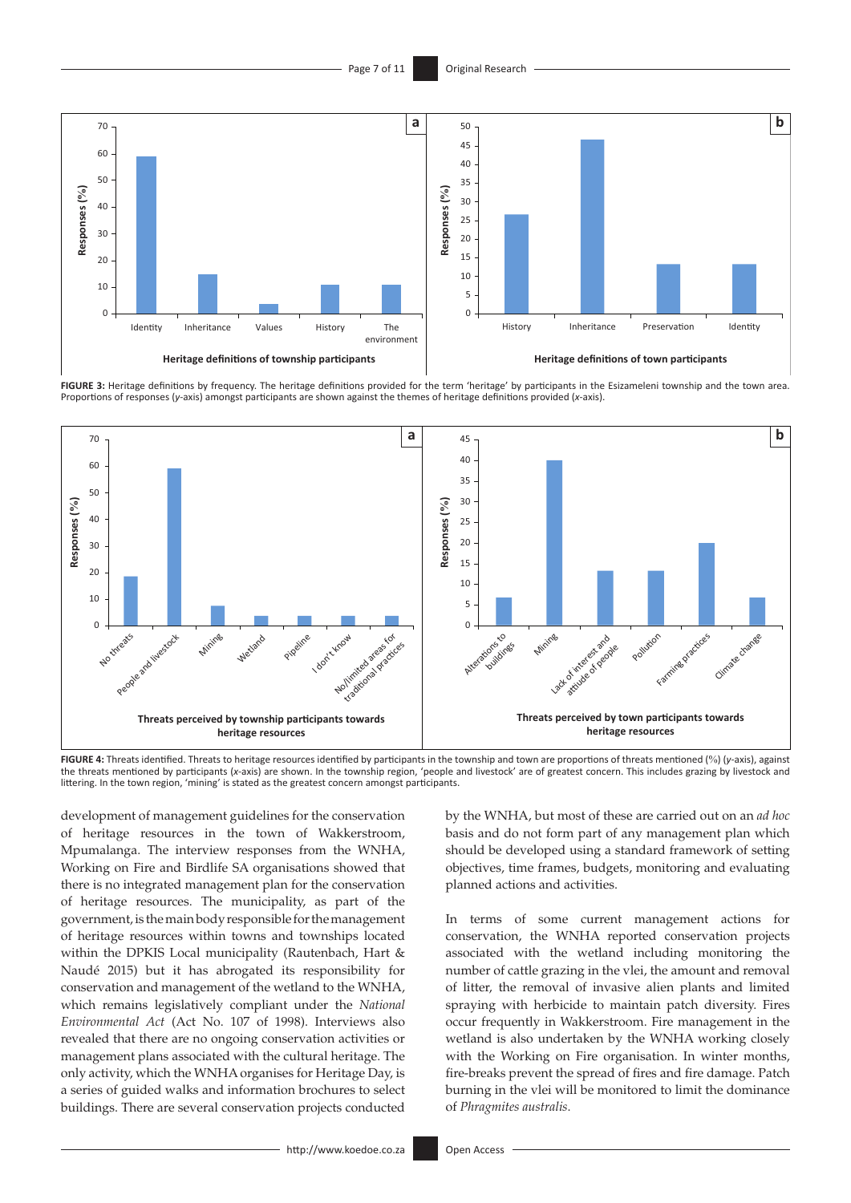**FIGURE 3:** Heritage definitions by frequency. The heritage definitions provided for the term 'heritage' by participants in the Esizameleni township and the town area. Proportions of responses (*y*-axis) amongst participants are shown against the themes of heritage definitions provided (*x*-axis).

**FIGURE 4:** Threats identified. Threats to heritage resources identified by participants in the township and town are proportions of threats mentioned (%) (*y*-axis), against the threats mentioned by participants (*x*-axis) are shown. In the township region, 'people and livestock' are of greatest concern. This includes grazing by livestock and littering. In the town region, 'mining' is stated as the greatest concern amongst participants.

development of management guidelines for the conservation of heritage resources in the town of Wakkerstroom, Mpumalanga. The interview responses from the WNHA, Working on Fire and Birdlife SA organisations showed that there is no integrated management plan for the conservation of heritage resources. The municipality, as part of the government, is the main body responsible for the management of heritage resources within towns and townships located within the DPKIS Local municipality (Rautenbach, Hart & Naudé 2015) but it has abrogated its responsibility for conservation and management of the wetland to the WNHA, which remains legislatively compliant under the *National Environmental Act* (Act No. 107 of 1998). Interviews also revealed that there are no ongoing conservation activities or management plans associated with the cultural heritage. The only activity, which the WNHA organises for Heritage Day, is a series of guided walks and information brochures to select buildings. There are several conservation projects conducted by the WNHA, but most of these are carried out on an *ad hoc* basis and do not form part of any management plan which should be developed using a standard framework of setting objectives, time frames, budgets, monitoring and evaluating planned actions and activities.

In terms of some current management actions for conservation, the WNHA reported conservation projects associated with the wetland including monitoring the number of cattle grazing in the vlei, the amount and removal of litter, the removal of invasive alien plants and limited spraying with herbicide to maintain patch diversity. Fires occur frequently in Wakkerstroom. Fire management in the wetland is also undertaken by the WNHA working closely with the Working on Fire organisation. In winter months, fire-breaks prevent the spread of fires and fire damage. Patch burning in the vlei will be monitored to limit the dominance of *Phragmites australis*.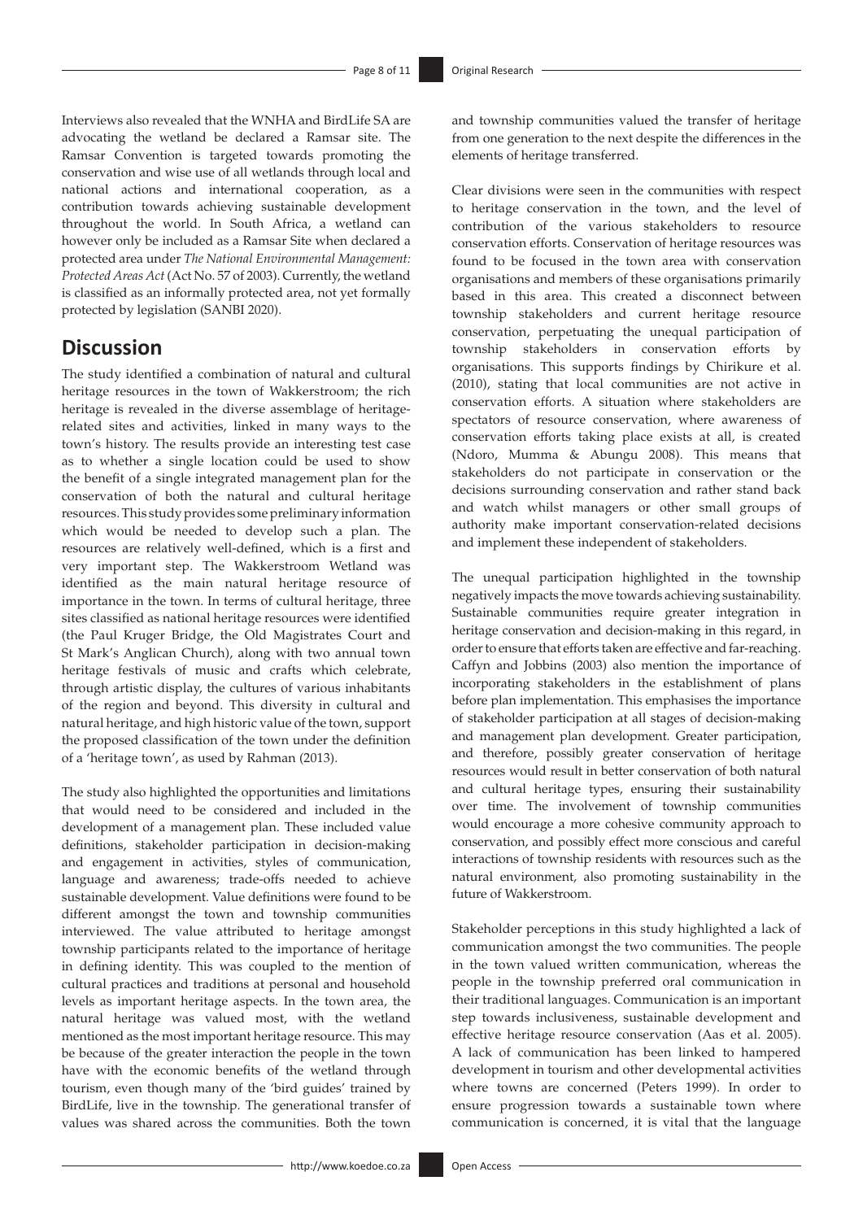Interviews also revealed that the WNHA and BirdLife SA are advocating the wetland be declared a Ramsar site. The Ramsar Convention is targeted towards promoting the conservation and wise use of all wetlands through local and national actions and international cooperation, as a contribution towards achieving sustainable development throughout the world. In South Africa, a wetland can however only be included as a Ramsar Site when declared a protected area under *The National Environmental Management: Protected Areas Act* (Act No. 57 of 2003). Currently, the wetland is classified as an informally protected area, not yet formally protected by legislation (SANBI 2020).

## Discussion

The study identified a combination of natural and cultural heritage resources in the town of Wakkerstroom; the rich heritage is revealed in the diverse assemblage of heritage-related sites and activities, linked in many ways to the town's history. The results provide an interesting test case as to whether a single location could be used to show the benefit of a single integrated management plan for the conservation of both the natural and cultural heritage resources. This study provides some preliminary information which would be needed to develop such a plan. The resources are relatively well-defined, which is a first and very important step. The Wakkerstroom Wetland was identified as the main natural heritage resource of importance in the town. In terms of cultural heritage, three sites classified as national heritage resources were identified (the Paul Kruger Bridge, the Old Magistrates Court and St Mark's Anglican Church), along with two annual town heritage festivals of music and crafts which celebrate, through artistic display, the cultures of various inhabitants of the region and beyond. This diversity in cultural and natural heritage, and high historic value of the town, support the proposed classification of the town under the definition of a 'heritage town', as used by Rahman (2013).

The study also highlighted the opportunities and limitations that would need to be considered and included in the development of a management plan. These included value definitions, stakeholder participation in decision-making and engagement in activities, styles of communication, language and awareness; trade-offs needed to achieve sustainable development. Value definitions were found to be different amongst the town and township communities interviewed. The value attributed to heritage amongst township participants related to the importance of heritage in defining identity. This was coupled to the mention of cultural practices and traditions at personal and household levels as important heritage aspects. In the town area, the natural heritage was valued most, with the wetland mentioned as the most important heritage resource. This may be because of the greater interaction the people in the town have with the economic benefits of the wetland through tourism, even though many of the 'bird guides' trained by BirdLife, live in the township. The generational transfer of values was shared across the communities. Both the town and township communities valued the transfer of heritage from one generation to the next despite the differences in the elements of heritage transferred.

Clear divisions were seen in the communities with respect to heritage conservation in the town, and the level of contribution of the various stakeholders to resource conservation efforts. Conservation of heritage resources was found to be focused in the town area with conservation organisations and members of these organisations primarily based in this area. This created a disconnect between township stakeholders and current heritage resource conservation, perpetuating the unequal participation of township stakeholders in conservation efforts by organisations. This supports findings by Chirikure et al. (2010), stating that local communities are not active in conservation efforts. A situation where stakeholders are spectators of resource conservation, where awareness of conservation efforts taking place exists at all, is created (Ndoro, Mumma & Abungu 2008). This means that stakeholders do not participate in conservation or the decisions surrounding conservation and rather stand back and watch whilst managers or other small groups of authority make important conservation-related decisions and implement these independent of stakeholders.

The unequal participation highlighted in the township negatively impacts the move towards achieving sustainability. Sustainable communities require greater integration in heritage conservation and decision-making in this regard, in order to ensure that efforts taken are effective and far-reaching. Caffyn and Jobbins (2003) also mention the importance of incorporating stakeholders in the establishment of plans before plan implementation. This emphasises the importance of stakeholder participation at all stages of decision-making and management plan development. Greater participation, and therefore, possibly greater conservation of heritage resources would result in better conservation of both natural and cultural heritage types, ensuring their sustainability over time. The involvement of township communities would encourage a more cohesive community approach to conservation, and possibly effect more conscious and careful interactions of township residents with resources such as the natural environment, also promoting sustainability in the future of Wakkerstroom.

Stakeholder perceptions in this study highlighted a lack of communication amongst the two communities. The people in the town valued written communication, whereas the people in the township preferred oral communication in their traditional languages. Communication is an important step towards inclusiveness, sustainable development and effective heritage resource conservation (Aas et al. 2005). A lack of communication has been linked to hampered development in tourism and other developmental activities where towns are concerned (Peters 1999). In order to ensure progression towards a sustainable town where communication is concerned, it is vital that the language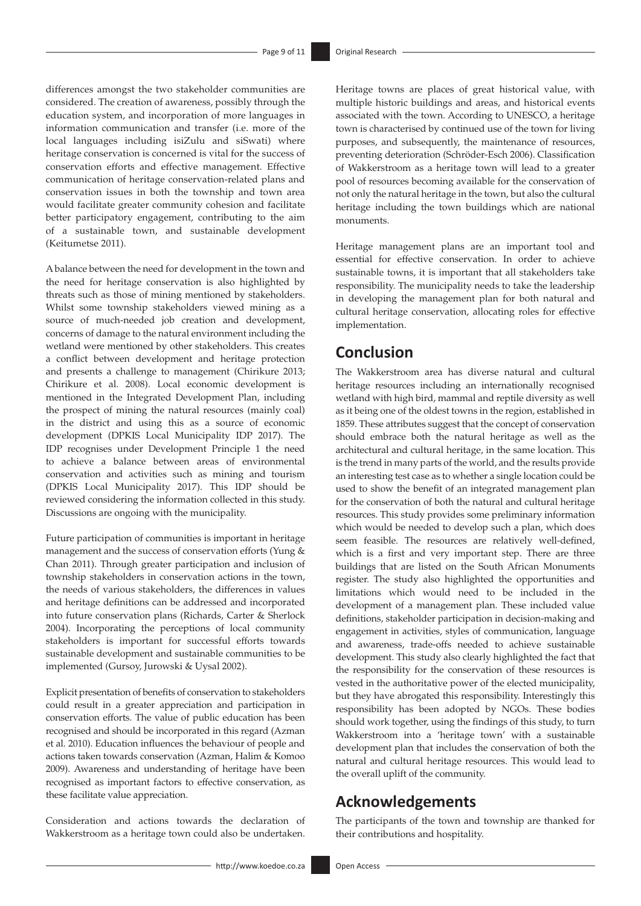differences amongst the two stakeholder communities are considered. The creation of awareness, possibly through the education system, and incorporation of more languages in information communication and transfer (i.e. more of the local languages including isiZulu and siSwati) where heritage conservation is concerned is vital for the success of conservation efforts and effective management. Effective communication of heritage conservation-related plans and conservation issues in both the township and town area would facilitate greater community cohesion and facilitate better participatory engagement, contributing to the aim of a sustainable town, and sustainable development (Keitumetse 2011).

A balance between the need for development in the town and the need for heritage conservation is also highlighted by threats such as those of mining mentioned by stakeholders. Whilst some township stakeholders viewed mining as a source of much-needed job creation and development, concerns of damage to the natural environment including the wetland were mentioned by other stakeholders. This creates a conflict between development and heritage protection and presents a challenge to management (Chirikure 2013; Chirikure et al. 2008). Local economic development is mentioned in the Integrated Development Plan, including the prospect of mining the natural resources (mainly coal) in the district and using this as a source of economic development (DPKIS Local Municipality IDP 2017). The IDP recognises under Development Principle 1 the need to achieve a balance between areas of environmental conservation and activities such as mining and tourism (DPKIS Local Municipality 2017). This IDP should be reviewed considering the information collected in this study. Discussions are ongoing with the municipality.

Future participation of communities is important in heritage management and the success of conservation efforts (Yung & Chan 2011). Through greater participation and inclusion of township stakeholders in conservation actions in the town, the needs of various stakeholders, the differences in values and heritage definitions can be addressed and incorporated into future conservation plans (Richards, Carter & Sherlock 2004). Incorporating the perceptions of local community stakeholders is important for successful efforts towards sustainable development and sustainable communities to be implemented (Gursoy, Jurowski & Uysal 2002).

Explicit presentation of benefits of conservation to stakeholders could result in a greater appreciation and participation in conservation efforts. The value of public education has been recognised and should be incorporated in this regard (Azman et al. 2010). Education influences the behaviour of people and actions taken towards conservation (Azman, Halim & Komoo 2009). Awareness and understanding of heritage have been recognised as important factors to effective conservation, as these facilitate value appreciation.

Consideration and actions towards the declaration of Wakkerstroom as a heritage town could also be undertaken. Heritage towns are places of great historical value, with multiple historic buildings and areas, and historical events associated with the town. According to UNESCO, a heritage town is characterised by continued use of the town for living purposes, and subsequently, the maintenance of resources, preventing deterioration (Schröder-Esch 2006). Classification of Wakkerstroom as a heritage town will lead to a greater pool of resources becoming available for the conservation of not only the natural heritage in the town, but also the cultural heritage including the town buildings which are national monuments.

Heritage management plans are an important tool and essential for effective conservation. In order to achieve sustainable towns, it is important that all stakeholders take responsibility. The municipality needs to take the leadership in developing the management plan for both natural and cultural heritage conservation, allocating roles for effective implementation.

## Conclusion

The Wakkerstroom area has diverse natural and cultural heritage resources including an internationally recognised wetland with high bird, mammal and reptile diversity as well as it being one of the oldest towns in the region, established in 1859. These attributes suggest that the concept of conservation should embrace both the natural heritage as well as the architectural and cultural heritage, in the same location. This is the trend in many parts of the world, and the results provide an interesting test case as to whether a single location could be used to show the benefit of an integrated management plan for the conservation of both the natural and cultural heritage resources. This study provides some preliminary information which would be needed to develop such a plan, which does seem feasible. The resources are relatively well-defined, which is a first and very important step. There are three buildings that are listed on the South African Monuments register. The study also highlighted the opportunities and limitations which would need to be included in the development of a management plan. These included value definitions, stakeholder participation in decision-making and engagement in activities, styles of communication, language and awareness, trade-offs needed to achieve sustainable development. This study also clearly highlighted the fact that the responsibility for the conservation of these resources is vested in the authoritative power of the elected municipality, but they have abrogated this responsibility. Interestingly this responsibility has been adopted by NGOs. These bodies should work together, using the findings of this study, to turn Wakkerstroom into a 'heritage town' with a sustainable development plan that includes the conservation of both the natural and cultural heritage resources. This would lead to the overall uplift of the community.

## Acknowledgements

The participants of the town and township are thanked for their contributions and hospitality.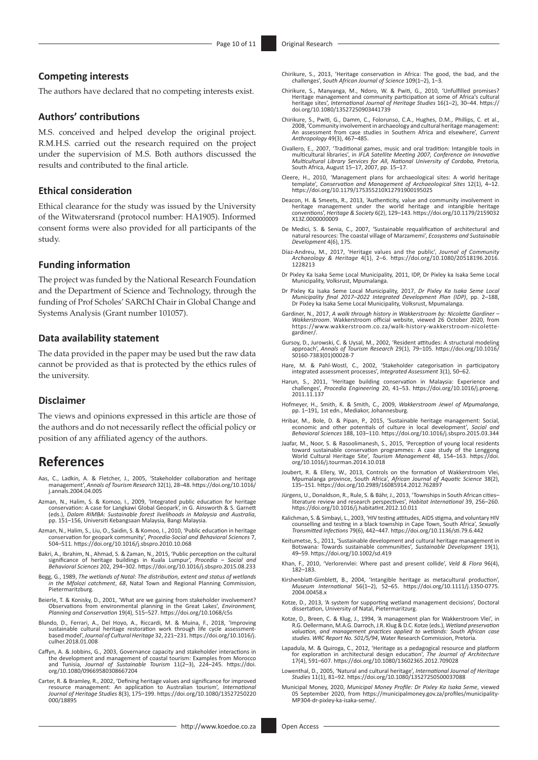## Competing interests

The authors have declared that no competing interests exist.

## Authors' contributions

M.S. conceived and helped develop the original project. R.M.H.S. carried out the research required on the project under the supervision of M.S. Both authors discussed the results and contributed to the final article.

## Ethical consideration

Ethical clearance for the study was issued by the University of the Witwatersrand (protocol number: HA1905). Informed consent forms were also provided for all participants of the study.

## Funding information

The project was funded by the National Research Foundation and the Department of Science and Technology, through the funding of Prof Scholes' SARChI Chair in Global Change and Systems Analysis (Grant number 101057).

## Data availability statement

The data provided in the paper may be used but the raw data cannot be provided as that is protected by the ethics rules of the university.

## Disclaimer

The views and opinions expressed in this article are those of the authors and do not necessarily reflect the official policy or position of any affiliated agency of the authors.

# References

Aas, C., Ladkin, A. & Fletcher, J., 2005, 'Stakeholder collaboration and heritage management', *Annals of Tourism Research* 32(1), 28–48. https://doi.org/10.1016/j.annals.2004.04.005

Azman, N., Halim, S. & Komoo, I., 2009, 'Integrated public education for heritage conservation: A case for Langkawi Global Geopark', in G. Ainsworth & S. Garnett (eds.), *Dalam RIMBA: Sustainable forest livelihoods in Malaysia and Australia*, pp. 151–156, Universiti Kebangsaan Malaysia, Bangi Malaysia.

Azman, N., Halim, S., Liu, O., Saidin, S. & Komoo, I., 2010, 'Public education in heritage conservation for geopark community', *Procedia-Social and Behavioral Sciences* 7, 504–511. https://doi.org/10.1016/j.sbspro.2010.10.068

Bakri, A., Ibrahim, N., Ahmad, S. & Zaman, N., 2015, 'Public perception on the cultural significance of heritage buildings in Kuala Lumpur', *Procedia – Social and Behavioral Sciences* 202, 294–302. https://doi.org/10.1016/j.sbspro.2015.08.233

Begg, G., 1989, *The wetlands of Natal: The distribution, extent and status of wetlands in the Mfolozi catchment*, *68*, Natal Town and Regional Planning Commission, Pietermaritzburg.

Beierle, T. & Konisky, D., 2001, 'What are we gaining from stakeholder involvement? Observations from environmental planning in the Great Lakes', *Environment, Planning and Conservation* 19(4), 515–527. https://doi.org/10.1068/c5s

Blundo, D., Ferrari, A., Del Hoyo, A., Riccardi, M. & Muina, F., 2018, 'Improving sustainable cultural heritage restoration work through life cycle assessment-based model', *Journal of Cultural Heritage* 32, 221–231. https://doi.org/10.1016/j.culher.2018.01.008

Caffyn, A. & Jobbins, G., 2003, Governance capacity and stakeholder interactions in the development and management of coastal tourism: Examples from Morocco and Tunisia, *Journal of Sustainable Tourism* 11(2–3), 224–245. https://doi.org/10.1080/09669580308667204

Carter, R. & Bramley, R., 2002, 'Defining heritage values and significance for improved resource management: An application to Australian tourism', *International Journal of Heritage Studies* 8(3), 175–199. https://doi.org/10.1080/13527250220000/18895

Chirikure, S., 2013, 'Heritage conservation in Africa: The good, the bad, and the challenges', *South African Journal of Science* 109(1–2), 1–3.

Chirikure, S., Manyanga, M., Ndoro, W. & Pwiti, G., 2010, 'Unfulfilled promises? Heritage management and community participation at some of Africa's cultural heritage sites', *International Journal of Heritage Studies* 16(1–2), 30–44. https://doi.org/10.1080/13527250903441739

Chirikure, S., Pwiti, G., Damm, C., Folorunso, C.A., Hughes, D.M., Phillips, C. et al., 2008, 'Community involvement in archaeology and cultural heritage management: An assessment from case studies in Southern Africa and elsewhere', *Current Anthropology* 49(3), 467–485.

Civallero, E., 2007, 'Traditional games, music and oral tradition: Intangible tools in multicultural libraries', in *IFLA Satellite Meeting 2007, Conference on Innovative Multicultural Library Services for All, National University of Cordoba,* Pretoria, South Africa, August 15–17, 2007, pp. 15–17.

Cleere, H., 2010, 'Management plans for archaeological sites: A world heritage template', *Conservation and Management of Archaeological Sites* 12(1), 4–12. https://doi.org/10.1179/175355210X12791900195025

Deacon, H. & Smeets, R., 2013, 'Authenticity, value and community involvement in heritage management under the world heritage and intangible heritage conventions', *Heritage & Society* 6(2), 129–143. https://doi.org/10.1179/2159032X13Z.0000000009

De Medici, S. & Senia, C., 2007, 'Sustainable requalification of architectural and natural resources: The coastal village of Marzamemi', *Ecosystems and Sustainable Development* 4(6), 175.

Díaz-Andreu, M., 2017, 'Heritage values and the public', *Journal of Community Archaeology & Heritage* 4(1), 2–6. https://doi.org/10.1080/20518196.2016.1228213

Dr Pixley Ka Isaka Seme Local Municipality, 2011, IDP, Dr Pixley ka Isaka Seme Local Municipality, Volksrust, Mpumalanga.

Dr Pixley Ka Isaka Seme Local Municipality, 2017, *Dr Pixley Ka Isaka Seme Local Municipality final 2017–2022 Integrated Development Plan (IDP)*, pp. 2–188, Dr Pixley ka Isaka Seme Local Municipality, Volksrust, Mpumalanga.

Gardiner, N., 2017, *A walk through history in Wakkerstroom by: Nicolette Gardiner – Wakkerstroom*. Wakkerstroom official website, viewed 26 October 2020, from https://www.wakkerstroom.co.za/walk-history-wakkerstroom-nicolette-gardiner/.

Gursoy, D., Jurowski, C. & Uysal, M., 2002, 'Resident attitudes: A structural modeling approach', *Annals of Tourism Research* 29(1), 79–105. https://doi.org/10.1016/S0160-7383(01)00028-7

Hare, M. & Pahl-Wostl, C., 2002, 'Stakeholder categorisation in participatory integrated assessment processes', *Integrated Assessment* 3(1), 50–62.

Harun, S., 2011, 'Heritage building conservation in Malaysia: Experience and challenges', *Procedia Engineering* 20, 41–53. https://doi.org/10.1016/j.proeng.2011.11.137

Hofmeyer, H., Smith, K. & Smith, C., 2009, *Wakkerstroom Jewel of Mpumalanga*, pp. 1–191, 1st edn., Mediakor, Johannesburg.

Hribar, M., Bole, D. & Pipan, P., 2015, 'Sustainable heritage management: Social, economic and other potentials of culture in local development', *Social and Behavioral Sciences* 188, 103–110. https://doi.org/10.1016/j.sbspro.2015.03.344

Jaafar, M., Noor, S. & Rasoolimanesh, S., 2015, 'Perception of young local residents toward sustainable conservation programmes: A case study of the Lenggong World Cultural Heritage Site', *Tourism Management* 48, 154–163. https://doi.org/10.1016/j.tourman.2014.10.018

Joubert, R. & Ellery, W., 2013, Controls on the formation of Wakkerstroom Vlei, Mpumalanga province, South Africa', *African Journal of Aquatic Science* 38(2), 135–151. https://doi.org/10.2989/16085914.2012.762897

Jürgens, U., Donaldson, R., Rule, S. & Bähr, J., 2013, 'Townships in South African cities–literature review and research perspectives', *Habitat International* 39, 256–260. https://doi.org/10.1016/j.habitatint.2012.10.011

Kalichman, S. & Simbayi, L., 2003, 'HIV testing attitudes, AIDS stigma, and voluntary HIV counselling and testing in a black township in Cape Town, South Africa', *Sexually Transmitted Infections* 79(6), 442–447. https://doi.org/10.1136/sti.79.6.442

Keitumetse, S., 2011, 'Sustainable development and cultural heritage management in Botswana: Towards sustainable communities', *Sustainable Development* 19(1), 49–59. https://doi.org/10.1002/sd.419

Khan, F., 2010, 'Verlorenvlei: Where past and present collide', *Veld & Flora* 96(4), 182–183.

Kirshenblatt-Gimblett, B., 2004, 'Intangible heritage as metacultural production', *Museum International* 56(1–2), 52–65. https://doi.org/10.1111/j.1350-0775.2004.00458.x

Kotze, D., 2013, 'A system for supporting wetland management decisions', Doctoral dissertation, University of Natal, Pietermaritzburg.

Kotze, D., Breen, C. & Klug, J., 1994, 'A management plan for Wakkerstroom Vlei', in R.G. Oellermann, M.A.G. Darroch, J.R. Klug & D.C. Kotze (eds.), *Wetland preservation valuation, and management practices applied to wetlands: South African case studies. WRC Report No. 501/5/94*, Water Research Commission, Pretoria.

Lapadula, M. & Quiroga, C., 2012, 'Heritage as a pedagogical resource and platform for exploration in architectural design education', *The Journal of Architecture* 17(4), 591–607. https://doi.org/10.1080/13602365.2012.709028

Lowenthal, D., 2005, 'Natural and cultural heritage', *International Journal of Heritage Studies* 11(1), 81–92. https://doi.org/10.1080/13527250500037088

Municipal Money, 2020, *Municipal Money Profile: Dr Pixley Ka Isaka Seme*, viewed 05 September 2020, from https://municipalmoney.gov.za/profiles/municipality-MP304-dr-pixley-ka-isaka-seme/.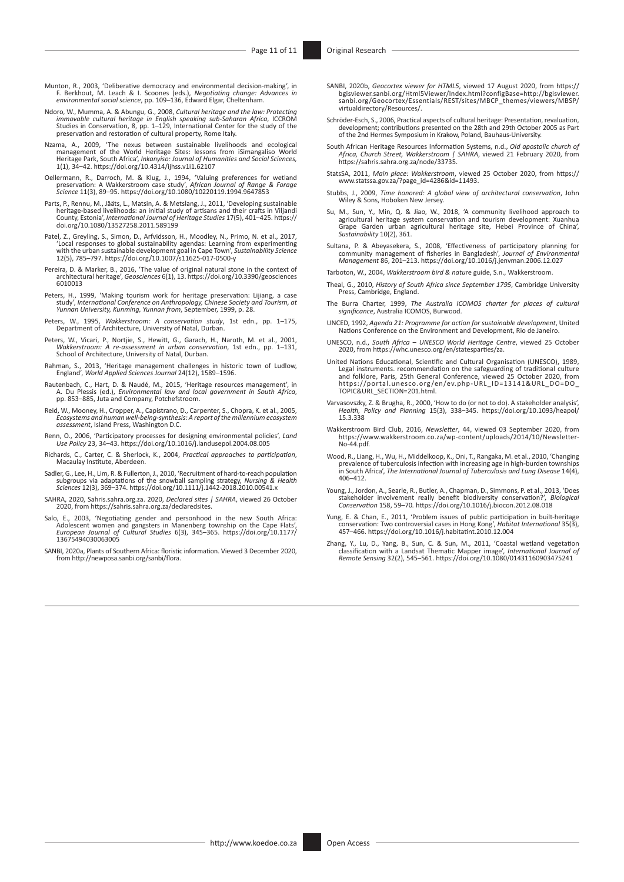Munton, R., 2003, 'Deliberative democracy and environmental decision-making', in F. Berkhout, M. Leach & I. Scoones (eds.), *Negotiating change: Advances in environmental social science*, pp. 109–136, Edward Elgar, Cheltenham.

Ndoro, W., Mumma, A. & Abungu, G., 2008, *Cultural heritage and the law: Protecting immovable cultural heritage in English speaking sub-Saharan Africa*, ICCROM Studies in Conservation, 8, pp. 1–129, International Center for the study of the preservation and restoration of cultural property, Rome Italy.

Nzama, A., 2009, 'The nexus between sustainable livelihoods and ecological management of the World Heritage Sites: lessons from iSimangaliso World Heritage Park, South Africa', *Inkanyiso: Journal of Humanities and Social Sciences,* 1(1), 34–42. https://doi.org/10.4314/ijhss.v1i1.62107

Oellermann, R., Darroch, M. & Klug, J., 1994, 'Valuing preferences for wetland preservation: A Wakkerstroom case study', *African Journal of Range & Forage Science* 11(3), 89–95. https://doi.org/10.1080/10220119.1994.9647853

Parts, P., Rennu, M., Jääts, L., Matsin, A. & Metslang, J., 2011, 'Developing sustainable heritage-based livelihoods: an initial study of artisans and their crafts in Viljandi County, Estonia', *International Journal of Heritage Studies* 17(5), 401–425. https://doi.org/10.1080/13527258.2011.589199

Patel, Z., Greyling, S., Simon, D., Arfvidsson, H., Moodley, N., Primo, N. et al., 2017, 'Local responses to global sustainability agendas: Learning from experimenting with the urban sustainable development goal in Cape Town', *Sustainability Science* 12(5), 785–797. https://doi.org/10.1007/s11625-017-0500-y

Pereira, D. & Marker, B., 2016, 'The value of original natural stone in the context of architectural heritage', *Geosciences* 6(1), 13. https://doi.org/10.3390/geosciences6010013

Peters, H., 1999, 'Making tourism work for heritage preservation: Lijiang, a case study', *International Conference on Anthropology, Chinese Society and Tourism, at Yunnan University, Kunming, Yunnan from*, September, 1999, p. 28.

Peters, W., 1995, *Wakkerstroom: A conservation study*, 1st edn., pp. 1–175, Department of Architecture, University of Natal, Durban.

Peters, W., Vicari, P., Nortjie, S., Hewitt, G., Garach, H., Naroth, M. et al., 2001, *Wakkerstroom: A re-assessment in urban conservation*, 1st edn., pp. 1–131, School of Architecture, University of Natal, Durban.

Rahman, S., 2013, 'Heritage management challenges in historic town of Ludlow, England', *World Applied Sciences Journal* 24(12), 1589–1596.

Rautenbach, C., Hart, D. & Naudé, M., 2015, 'Heritage resources management', in A. Du Plessis (ed.), *Environmental law and local government in South Africa*, pp. 853–885, Juta and Company, Potchefstroom.

Reid, W., Mooney, H., Cropper, A., Capistrano, D., Carpenter, S., Chopra, K. et al., 2005, *Ecosystems and human well-being-synthesis: A report of the millennium ecosystem assessment*, Island Press, Washington D.C.

Renn, O., 2006, 'Participatory processes for designing environmental policies', *Land Use Policy* 23, 34–43. https://doi.org/10.1016/j.landusepol.2004.08.005

Richards, C., Carter, C. & Sherlock, K., 2004, *Practical approaches to participation*, Macaulay Institute, Aberdeen.

Sadler, G., Lee, H., Lim, R. & Fullerton, J., 2010, 'Recruitment of hard-to-reach population subgroups via adaptations of the snowball sampling strategy, *Nursing & Health Sciences* 12(3), 369–374. https://doi.org/10.1111/j.1442-2018.2010.00541.x

SAHRA, 2020, Sahris.sahra.org.za. 2020, *Declared sites | SAHRA*, viewed 26 October 2020, from https://sahris.sahra.org.za/declaredsites.

Salo, E., 2003, 'Negotiating gender and personhood in the new South Africa: Adolescent women and gangsters in Manenberg township on the Cape Flats', *European Journal of Cultural Studies* 6(3), 345–365. https://doi.org/10.1177/13675494030063005

SANBI, 2020a, Plants of Southern Africa: floristic information. Viewed 3 December 2020, from http://newposa.sanbi.org/sanbi/flora.

SANBI, 2020b, *Geocortex viewer for HTML5*, viewed 17 August 2020, from https://bgisviewer.sanbi.org/Html5Viewer/Index.html?configBase=http://bgisviewer.sanbi.org/Geocortex/Essentials/REST/sites/MBCP_themes/viewers/MBSP/virtualdirectory/Resources/.

Schröder-Esch, S., 2006, Practical aspects of cultural heritage: Presentation, revaluation, development; contributions presented on the 28th and 29th October 2005 as Part of the 2nd Hermes Symposium in Krakow, Poland, Bauhaus-University.

South African Heritage Resources Information Systems, n.d., *Old apostolic church of Africa, Church Street, Wakkerstroom | SAHRA*, viewed 21 February 2020, from https://sahris.sahra.org.za/node/33735.

StatsSA, 2011, *Main place: Wakkerstroom*, viewed 25 October 2020, from https://www.statssa.gov.za/?page_id=4286&id=11493.

Stubbs, J., 2009, *Time honored: A global view of architectural conservation*, John Wiley & Sons, Hoboken New Jersey.

Su, M., Sun, Y., Min, Q. & Jiao, W., 2018, 'A community livelihood approach to agricultural heritage system conservation and tourism development: Xuanhua Grape Garden urban agricultural heritage site, Hebei Province of China', *Sustainability* 10(2), 361.

Sultana, P. & Abeyasekera, S., 2008, 'Effectiveness of participatory planning for community management of fisheries in Bangladesh', *Journal of Environmental Management* 86, 201–213. https://doi.org/10.1016/j.jenvman.2006.12.027

Tarboton, W., 2004, *Wakkerstroom bird & nature guide*, S.n., Wakkerstroom.

Theal, G., 2010, *History of South Africa since September 1795*, Cambridge University Press, Cambridge, England.

The Burra Charter, 1999, *The Australia ICOMOS charter for places of cultural significance*, Australia ICOMOS, Burwood.

UNCED, 1992, *Agenda 21: Programme for action for sustainable development*, United Nations Conference on the Environment and Development, Rio de Janeiro.

UNESCO, n.d., *South Africa – UNESCO World Heritage Centre*, viewed 25 October 2020, from https://whc.unesco.org/en/statesparties/za.

United Nations Educational, Scientific and Cultural Organisation (UNESCO), 1989, Legal instruments. recommendation on the safeguarding of traditional culture and folklore, Paris, 25th General Conference, viewed 25 October 2020, from https://portal.unesco.org/en/ev.php-URL_ID=13141&URL_DO=DO_TOPIC&URL_SECTION=201.html.

Varvasovszky, Z. & Brugha, R., 2000, 'How to do (or not to do). A stakeholder analysis', *Health, Policy and Planning* 15(3), 338–345. https://doi.org/10.1093/heapol/15.3.338

Wakkerstroom Bird Club, 2016, *Newsletter*, 44, viewed 03 September 2020, from https://www.wakkerstroom.co.za/wp-content/uploads/2014/10/Newsletter-No-44.pdf.

Wood, R., Liang, H., Wu, H., Middelkoop, K., Oni, T., Rangaka, M. et al., 2010, 'Changing prevalence of tuberculosis infection with increasing age in high-burden townships in South Africa', *The International Journal of Tuberculosis and Lung Disease* 14(4), 406–412.

Young, J., Jordon, A., Searle, R., Butler, A., Chapman, D., Simmons, P. et al., 2013, 'Does stakeholder involvement really benefit biodiversity conservation?', *Biological Conservation* 158, 59–70. https://doi.org/10.1016/j.biocon.2012.08.018

Yung, E. & Chan, E., 2011, 'Problem issues of public participation in built-heritage conservation: Two controversial cases in Hong Kong', *Habitat International* 35(3), 457–466. https://doi.org/10.1016/j.habitatint.2010.12.004

Zhang, Y., Lu, D., Yang, B., Sun, C. & Sun, M., 2011, 'Coastal wetland vegetation classification with a Landsat Thematic Mapper image', *International Journal of Remote Sensing* 32(2), 545–561. https://doi.org/10.1080/01431160903475241